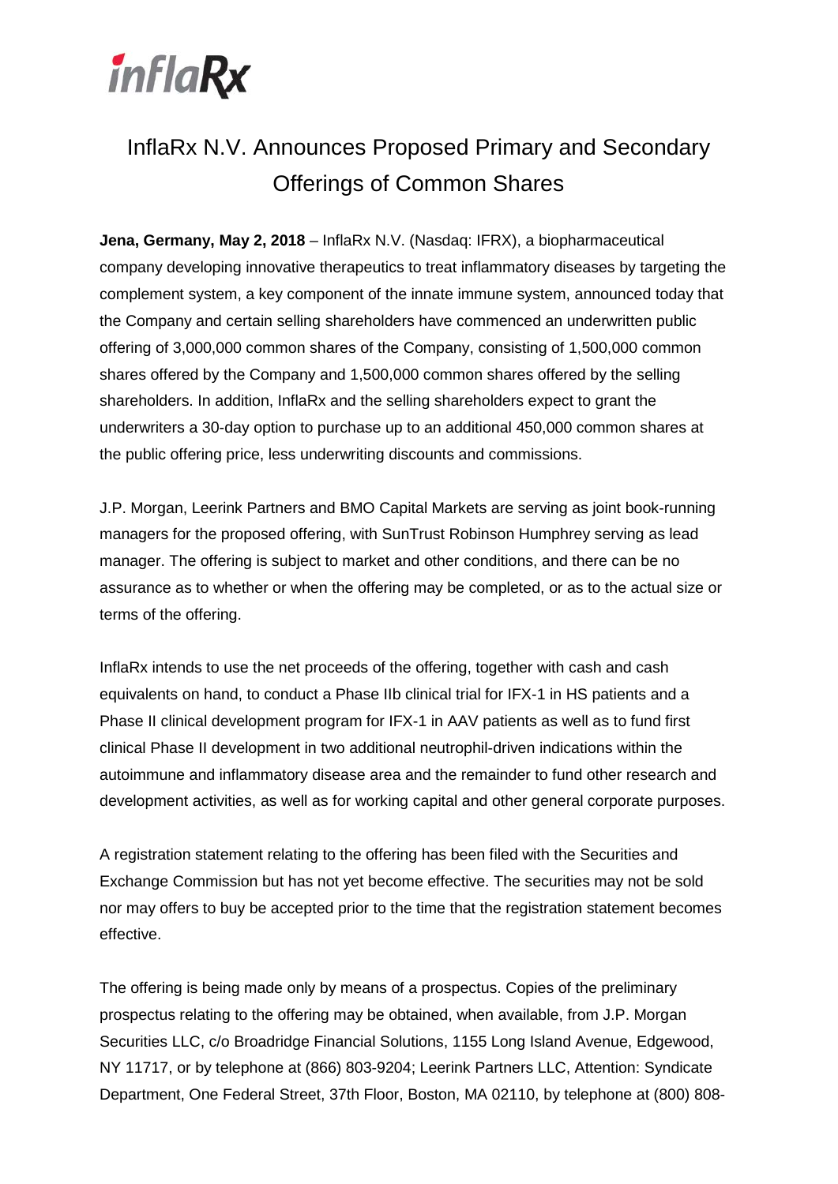# InflaRx N.V. Announces Proposed Primary and Secondary Offerings of Common Shares

**Jena, Germany, May 2, 2018** – InflaRx N.V. (Nasdaq: IFRX), a biopharmaceutical company developing innovative therapeutics to treat inflammatory diseases by targeting the complement system, a key component of the innate immune system, announced today that the Company and certain selling shareholders have commenced an underwritten public offering of 3,000,000 common shares of the Company, consisting of 1,500,000 common shares offered by the Company and 1,500,000 common shares offered by the selling shareholders. In addition, InflaRx and the selling shareholders expect to grant the underwriters a 30-day option to purchase up to an additional 450,000 common shares at the public offering price, less underwriting discounts and commissions.

J.P. Morgan, Leerink Partners and BMO Capital Markets are serving as joint book-running managers for the proposed offering, with SunTrust Robinson Humphrey serving as lead manager. The offering is subject to market and other conditions, and there can be no assurance as to whether or when the offering may be completed, or as to the actual size or terms of the offering.

InflaRx intends to use the net proceeds of the offering, together with cash and cash equivalents on hand, to conduct a Phase IIb clinical trial for IFX-1 in HS patients and a Phase II clinical development program for IFX-1 in AAV patients as well as to fund first clinical Phase II development in two additional neutrophil-driven indications within the autoimmune and inflammatory disease area and the remainder to fund other research and development activities, as well as for working capital and other general corporate purposes.

A registration statement relating to the offering has been filed with the Securities and Exchange Commission but has not yet become effective. The securities may not be sold nor may offers to buy be accepted prior to the time that the registration statement becomes effective.

The offering is being made only by means of a prospectus. Copies of the preliminary prospectus relating to the offering may be obtained, when available, from J.P. Morgan Securities LLC, c/o Broadridge Financial Solutions, 1155 Long Island Avenue, Edgewood, NY 11717, or by telephone at (866) 803-9204; Leerink Partners LLC, Attention: Syndicate Department, One Federal Street, 37th Floor, Boston, MA 02110, by telephone at (800) 808-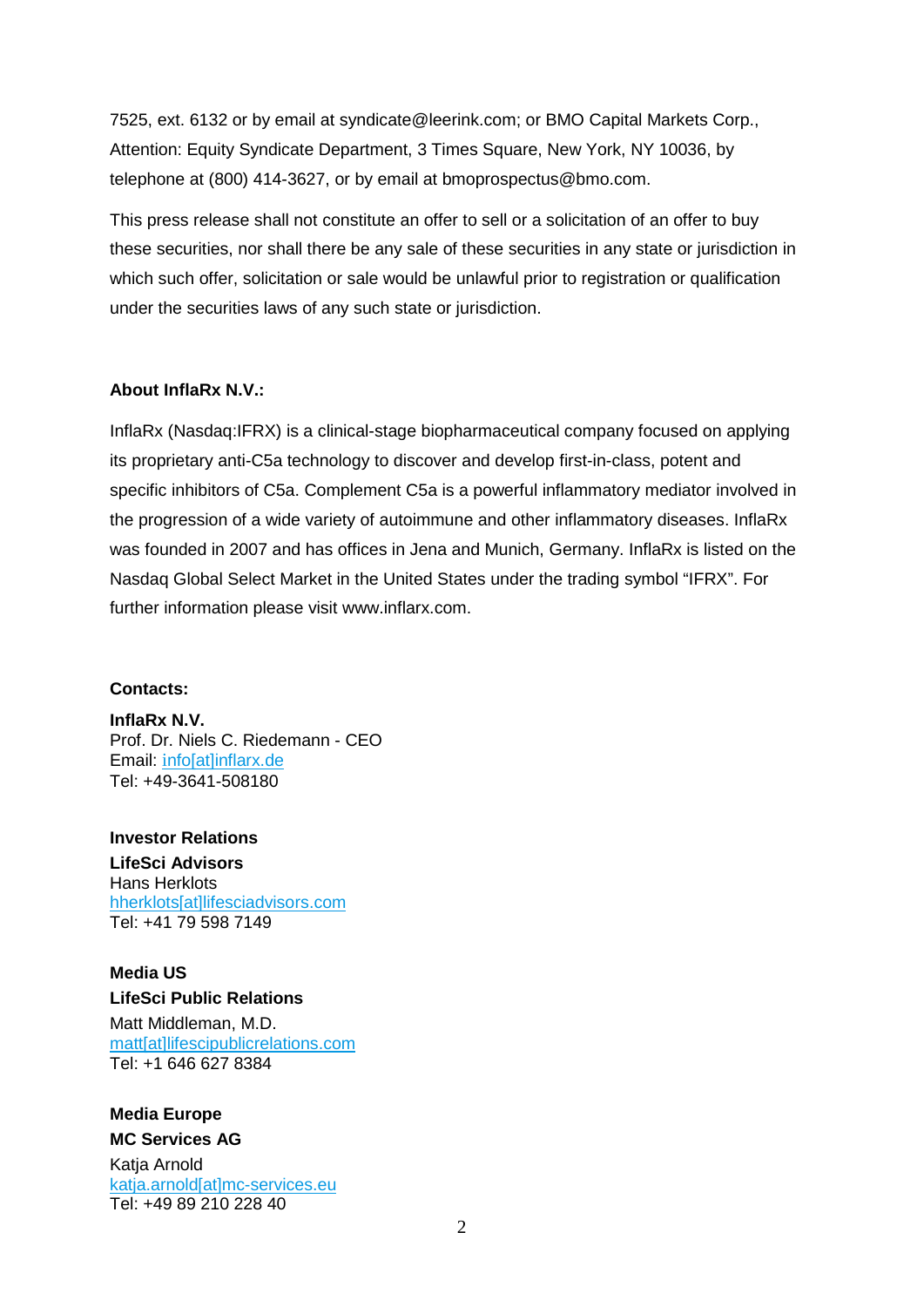7525, ext. 6132 or by email at syndicate@leerink.com; or BMO Capital Markets Corp., Attention: Equity Syndicate Department, 3 Times Square, New York, NY 10036, by telephone at (800) 414-3627, or by email at bmoprospectus@bmo.com.

This press release shall not constitute an offer to sell or a solicitation of an offer to buy these securities, nor shall there be any sale of these securities in any state or jurisdiction in which such offer, solicitation or sale would be unlawful prior to registration or qualification under the securities laws of any such state or jurisdiction.

**About InflaRx N.V.:**

InflaRx (Nasdaq:IFRX) is a clinical-stage biopharmaceutical company focused on applying its proprietary anti-C5a technology to discover and develop first-in-class, potent and specific inhibitors of C5a. Complement C5a is a powerful inflammatory mediator involved in the progression of a wide variety of autoimmune and other inflammatory diseases. InflaRx was founded in 2007 and has offices in Jena and Munich, Germany. InflaRx is listed on the Nasdaq Global Select Market in the United States under the trading symbol "IFRX". For further information please visit www.inflarx.com.

**Contacts:**

**InflaRx N.V.**
Prof. Dr. Niels C. Riedemann - CEO
Email: info[at]inflarx.de
Tel: +49-3641-508180

**Investor Relations**
**LifeSci Advisors**
Hans Herklots
hherklots[at]lifesciadvisors.com
Tel: +41 79 598 7149

**Media US**
**LifeSci Public Relations**
Matt Middleman, M.D.
matt[at]lifescipublicrelations.com
Tel: +1 646 627 8384

**Media Europe**
**MC Services AG**
Katja Arnold
katja.arnold[at]mc-services.eu
Tel: +49 89 210 228 40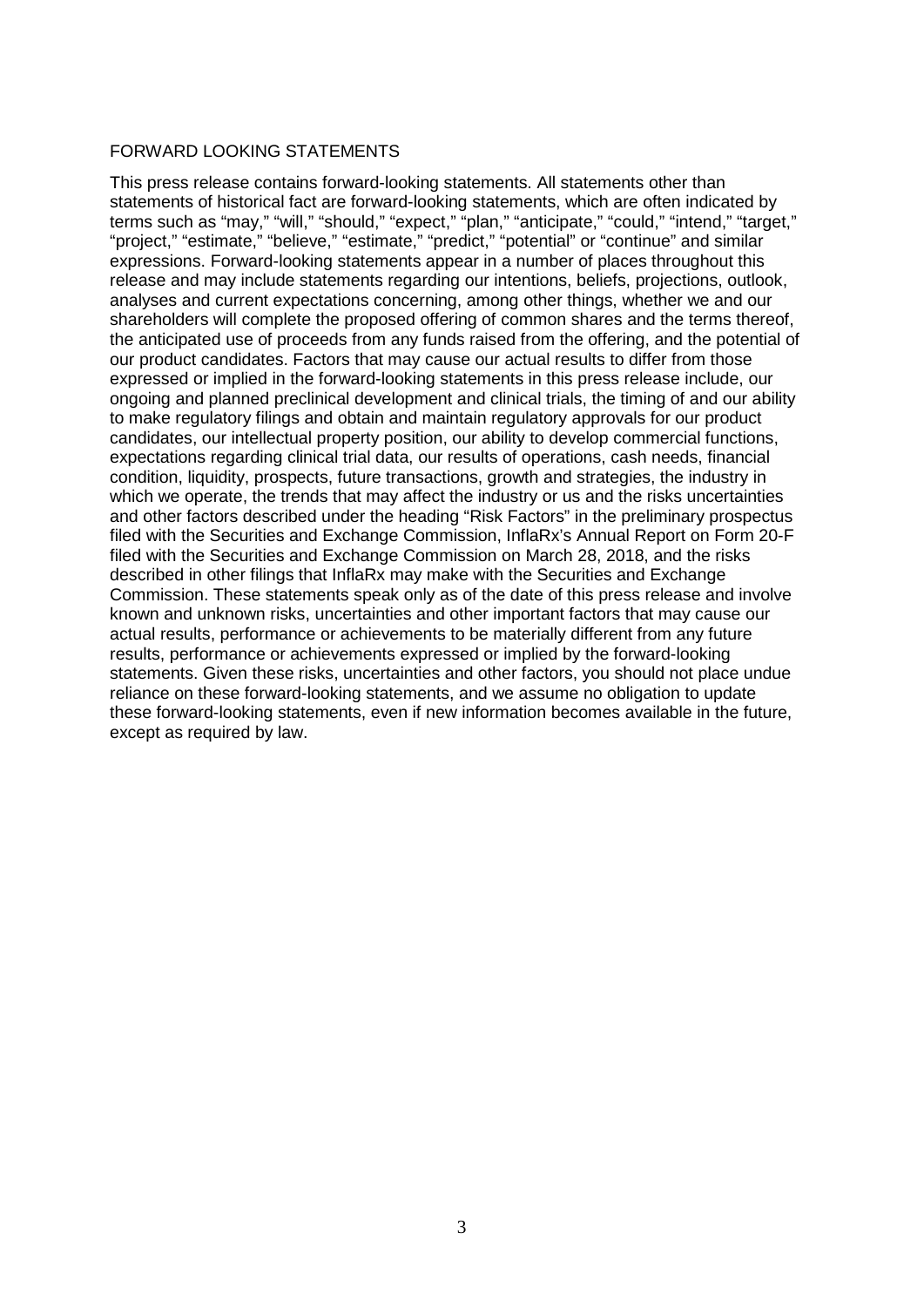FORWARD LOOKING STATEMENTS

This press release contains forward-looking statements. All statements other than statements of historical fact are forward-looking statements, which are often indicated by terms such as "may," "will," "should," "expect," "plan," "anticipate," "could," "intend," "target," "project," "estimate," "believe," "estimate," "predict," "potential" or "continue" and similar expressions. Forward-looking statements appear in a number of places throughout this release and may include statements regarding our intentions, beliefs, projections, outlook, analyses and current expectations concerning, among other things, whether we and our shareholders will complete the proposed offering of common shares and the terms thereof, the anticipated use of proceeds from any funds raised from the offering, and the potential of our product candidates. Factors that may cause our actual results to differ from those expressed or implied in the forward-looking statements in this press release include, our ongoing and planned preclinical development and clinical trials, the timing of and our ability to make regulatory filings and obtain and maintain regulatory approvals for our product candidates, our intellectual property position, our ability to develop commercial functions, expectations regarding clinical trial data, our results of operations, cash needs, financial condition, liquidity, prospects, future transactions, growth and strategies, the industry in which we operate, the trends that may affect the industry or us and the risks uncertainties and other factors described under the heading "Risk Factors" in the preliminary prospectus filed with the Securities and Exchange Commission, InflaRx's Annual Report on Form 20-F filed with the Securities and Exchange Commission on March 28, 2018, and the risks described in other filings that InflaRx may make with the Securities and Exchange Commission. These statements speak only as of the date of this press release and involve known and unknown risks, uncertainties and other important factors that may cause our actual results, performance or achievements to be materially different from any future results, performance or achievements expressed or implied by the forward-looking statements. Given these risks, uncertainties and other factors, you should not place undue reliance on these forward-looking statements, and we assume no obligation to update these forward-looking statements, even if new information becomes available in the future, except as required by law.